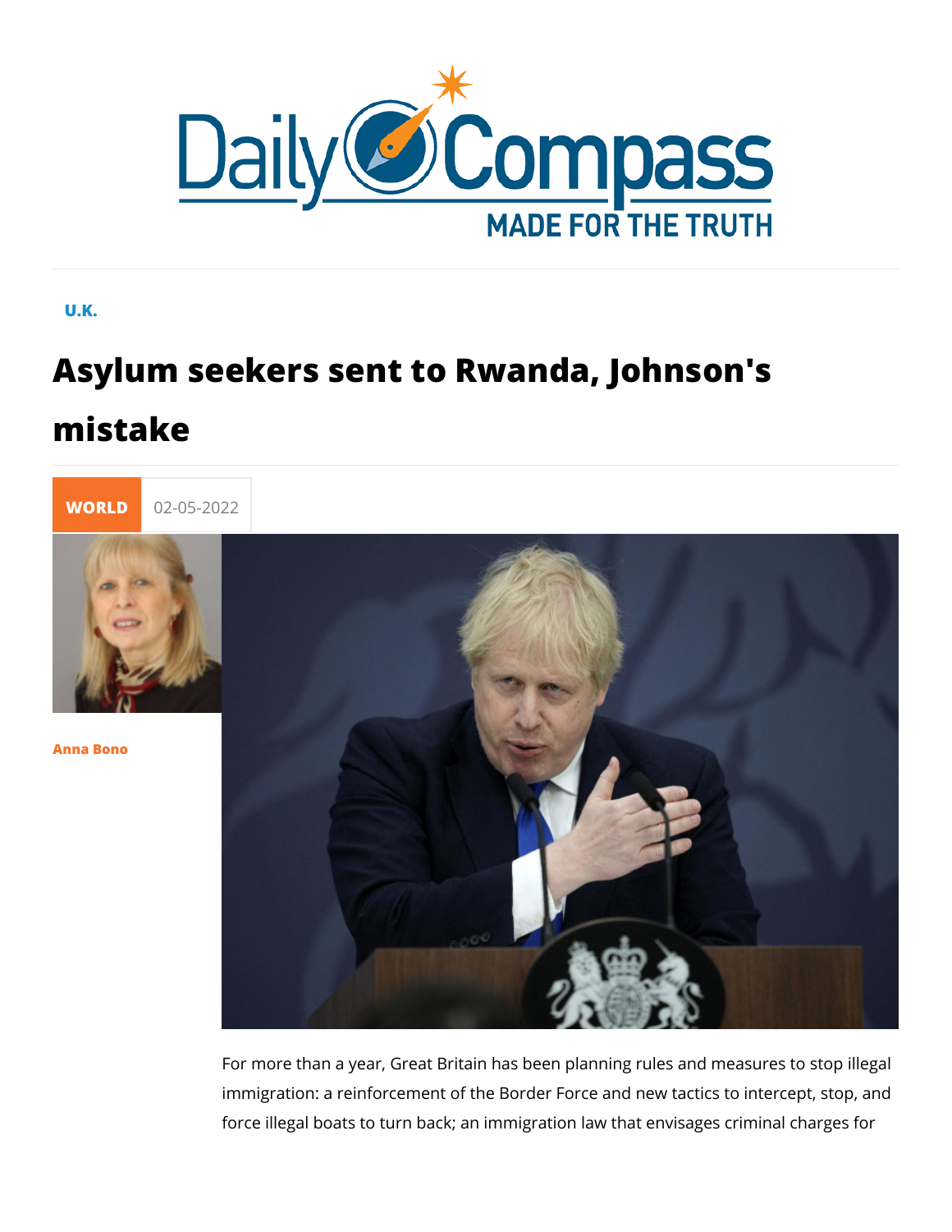U.K.

# Asylum seekers sent to Rwanda, Johnson's mistake

WORLD 02-05-2022

Anna Bono

For more than a year, Great Britain has been planning rules and measures to stop illegal immigration: a reinforcement of the Border Force and new tactics to intercept, stop, and force illegal boats to turn back; an immigration law that envisages criminal charges for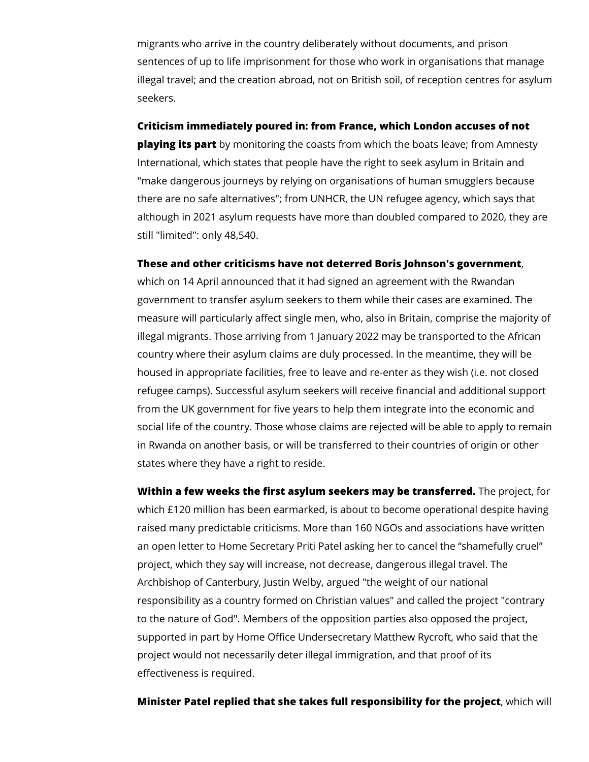migrants who arrive in the country deliberately without documents, and prison sentences of up to life imprisonment for those who work in organisations that manage illegal travel; and the creation abroad, not on British soil, of reception centres for asylum seekers.

**Criticism immediately poured in: from France, which London accuses of not playing its part** by monitoring the coasts from which the boats leave; from Amnesty International, which states that people have the right to seek asylum in Britain and "make dangerous journeys by relying on organisations of human smugglers because there are no safe alternatives"; from UNHCR, the UN refugee agency, which says that although in 2021 asylum requests have more than doubled compared to 2020, they are still "limited": only 48,540.

**These and other criticisms have not deterred Boris Johnson's government**, which on 14 April announced that it had signed an agreement with the Rwandan government to transfer asylum seekers to them while their cases are examined. The measure will particularly affect single men, who, also in Britain, comprise the majority of illegal migrants. Those arriving from 1 January 2022 may be transported to the African country where their asylum claims are duly processed. In the meantime, they will be housed in appropriate facilities, free to leave and re-enter as they wish (i.e. not closed refugee camps). Successful asylum seekers will receive financial and additional support from the UK government for five years to help them integrate into the economic and social life of the country. Those whose claims are rejected will be able to apply to remain in Rwanda on another basis, or will be transferred to their countries of origin or other states where they have a right to reside.

**Within a few weeks the first asylum seekers may be transferred.** The project, for which £120 million has been earmarked, is about to become operational despite having raised many predictable criticisms. More than 160 NGOs and associations have written an open letter to Home Secretary Priti Patel asking her to cancel the “shamefully cruel” project, which they say will increase, not decrease, dangerous illegal travel. The Archbishop of Canterbury, Justin Welby, argued "the weight of our national responsibility as a country formed on Christian values" and called the project "contrary to the nature of God". Members of the opposition parties also opposed the project, supported in part by Home Office Undersecretary Matthew Rycroft, who said that the project would not necessarily deter illegal immigration, and that proof of its effectiveness is required.

**Minister Patel replied that she takes full responsibility for the project**, which will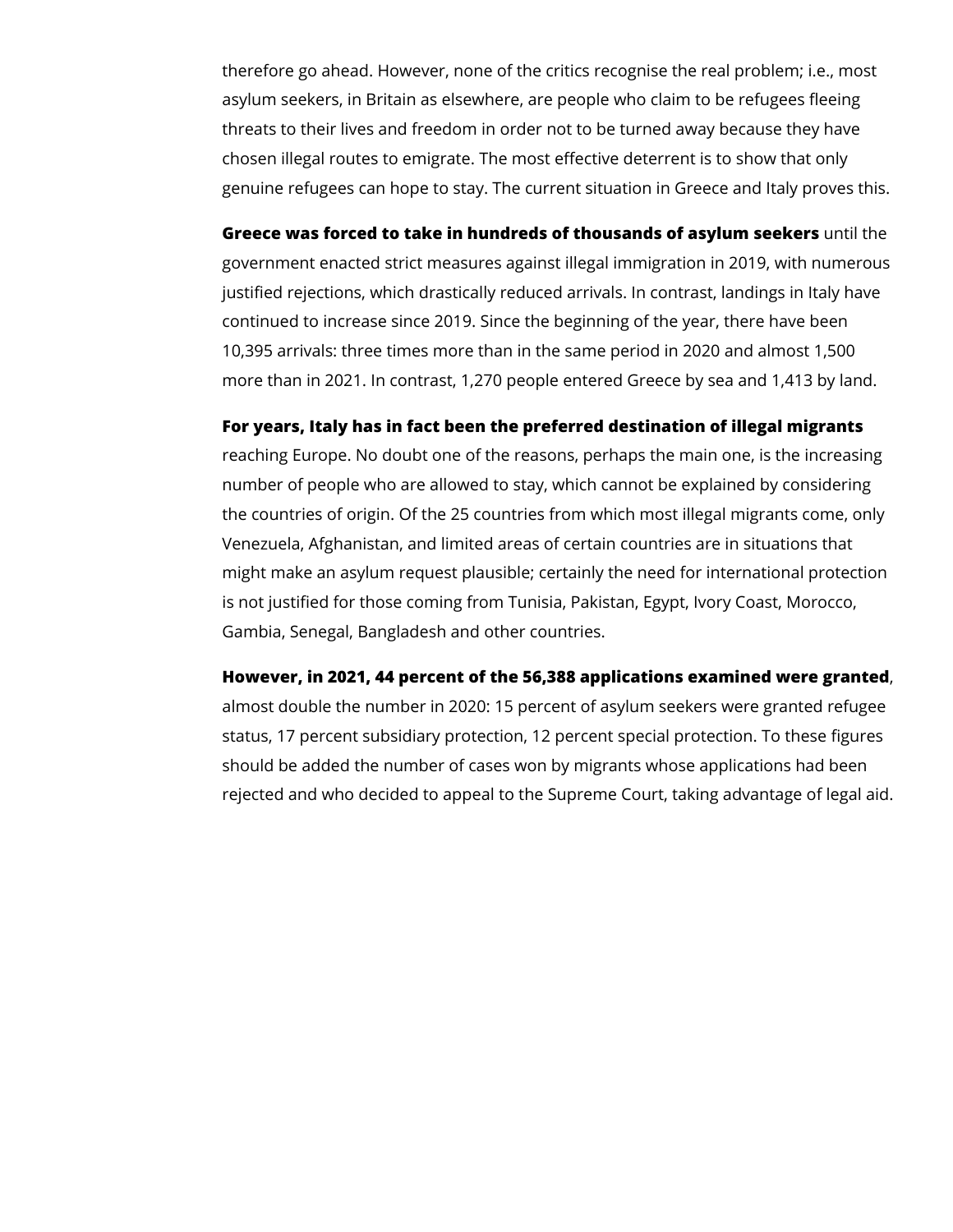therefore go ahead. However, none of the critics recognise the real problem; i.e., most asylum seekers, in Britain as elsewhere, are people who claim to be refugees fleeing threats to their lives and freedom in order not to be turned away because they have chosen illegal routes to emigrate. The most effective deterrent is to show that only genuine refugees can hope to stay. The current situation in Greece and Italy proves this.

**Greece was forced to take in hundreds of thousands of asylum seekers** until the government enacted strict measures against illegal immigration in 2019, with numerous justified rejections, which drastically reduced arrivals. In contrast, landings in Italy have continued to increase since 2019. Since the beginning of the year, there have been 10,395 arrivals: three times more than in the same period in 2020 and almost 1,500 more than in 2021. In contrast, 1,270 people entered Greece by sea and 1,413 by land.

**For years, Italy has in fact been the preferred destination of illegal migrants** reaching Europe. No doubt one of the reasons, perhaps the main one, is the increasing number of people who are allowed to stay, which cannot be explained by considering the countries of origin. Of the 25 countries from which most illegal migrants come, only Venezuela, Afghanistan, and limited areas of certain countries are in situations that might make an asylum request plausible; certainly the need for international protection is not justified for those coming from Tunisia, Pakistan, Egypt, Ivory Coast, Morocco, Gambia, Senegal, Bangladesh and other countries.

**However, in 2021, 44 percent of the 56,388 applications examined were granted**, almost double the number in 2020: 15 percent of asylum seekers were granted refugee status, 17 percent subsidiary protection, 12 percent special protection. To these figures should be added the number of cases won by migrants whose applications had been rejected and who decided to appeal to the Supreme Court, taking advantage of legal aid.